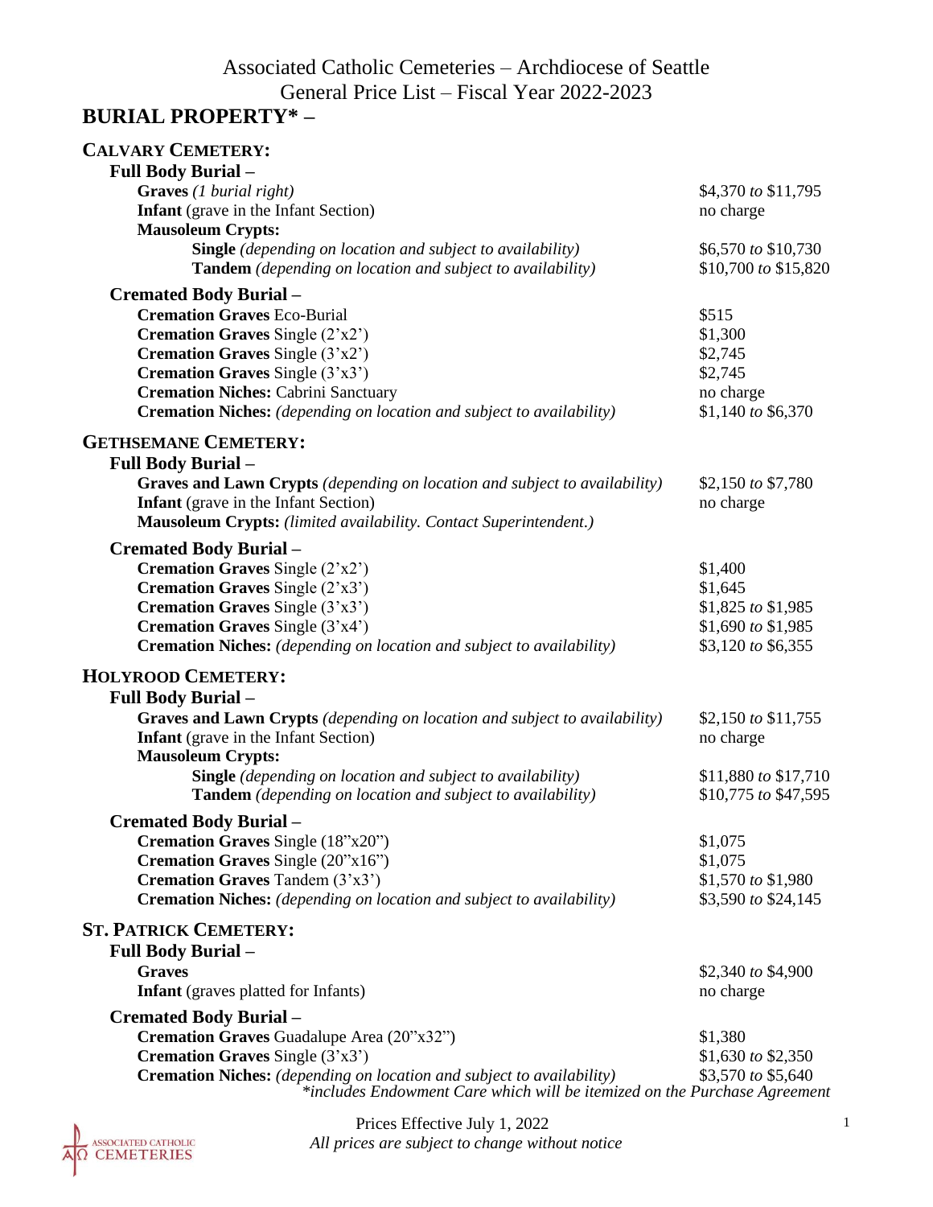Associated Catholic Cemeteries – Archdiocese of Seattle
General Price List – Fiscal Year 2022-2023

# BURIAL PROPERTY* –

## CALVARY CEMETERY:

### Full Body Burial –

| | |
|---|---|
| **Graves** *(1 burial right)* | $4,370 *to* $11,795 |
| **Infant** (grave in the Infant Section) | no charge |
| **Mausoleum Crypts:** | |
| **Single** *(depending on location and subject to availability)* | $6,570 *to* $10,730 |
| **Tandem** *(depending on location and subject to availability)* | $10,700 *to* $15,820 |

### Cremated Body Burial –

| | |
|---|---|
| **Cremation Graves** Eco-Burial | $515 |
| **Cremation Graves** Single (2'x2') | $1,300 |
| **Cremation Graves** Single (3'x2') | $2,745 |
| **Cremation Graves** Single (3'x3') | $2,745 |
| **Cremation Niches:** Cabrini Sanctuary | no charge |
| **Cremation Niches:** *(depending on location and subject to availability)* | $1,140 *to* $6,370 |

## GETHSEMANE CEMETERY:

### Full Body Burial –

| | |
|---|---|
| **Graves and Lawn Crypts** *(depending on location and subject to availability)* | $2,150 *to* $7,780 |
| **Infant** (grave in the Infant Section) | no charge |
| **Mausoleum Crypts:** *(limited availability. Contact Superintendent.)* | |

### Cremated Body Burial –

| | |
|---|---|
| **Cremation Graves** Single (2'x2') | $1,400 |
| **Cremation Graves** Single (2'x3') | $1,645 |
| **Cremation Graves** Single (3'x3') | $1,825 *to* $1,985 |
| **Cremation Graves** Single (3'x4') | $1,690 *to* $1,985 |
| **Cremation Niches:** *(depending on location and subject to availability)* | $3,120 *to* $6,355 |

## HOLYROOD CEMETERY:

### Full Body Burial –

| | |
|---|---|
| **Graves and Lawn Crypts** *(depending on location and subject to availability)* | $2,150 *to* $11,755 |
| **Infant** (grave in the Infant Section) | no charge |
| **Mausoleum Crypts:** | |
| **Single** *(depending on location and subject to availability)* | $11,880 *to* $17,710 |
| **Tandem** *(depending on location and subject to availability)* | $10,775 *to* $47,595 |

### Cremated Body Burial –

| | |
|---|---|
| **Cremation Graves** Single (18"x20") | $1,075 |
| **Cremation Graves** Single (20"x16") | $1,075 |
| **Cremation Graves** Tandem (3'x3') | $1,570 *to* $1,980 |
| **Cremation Niches:** *(depending on location and subject to availability)* | $3,590 *to* $24,145 |

## ST. PATRICK CEMETERY:

### Full Body Burial –

| | |
|---|---|
| **Graves** | $2,340 *to* $4,900 |
| **Infant** (graves platted for Infants) | no charge |

### Cremated Body Burial –

| | |
|---|---|
| **Cremation Graves** Guadalupe Area (20"x32") | $1,380 |
| **Cremation Graves** Single (3'x3') | $1,630 *to* $2,350 |
| **Cremation Niches:** *(depending on location and subject to availability)* | $3,570 *to* $5,640 |

*\*includes Endowment Care which will be itemized on the Purchase Agreement*

Prices Effective July 1, 2022
*All prices are subject to change without notice*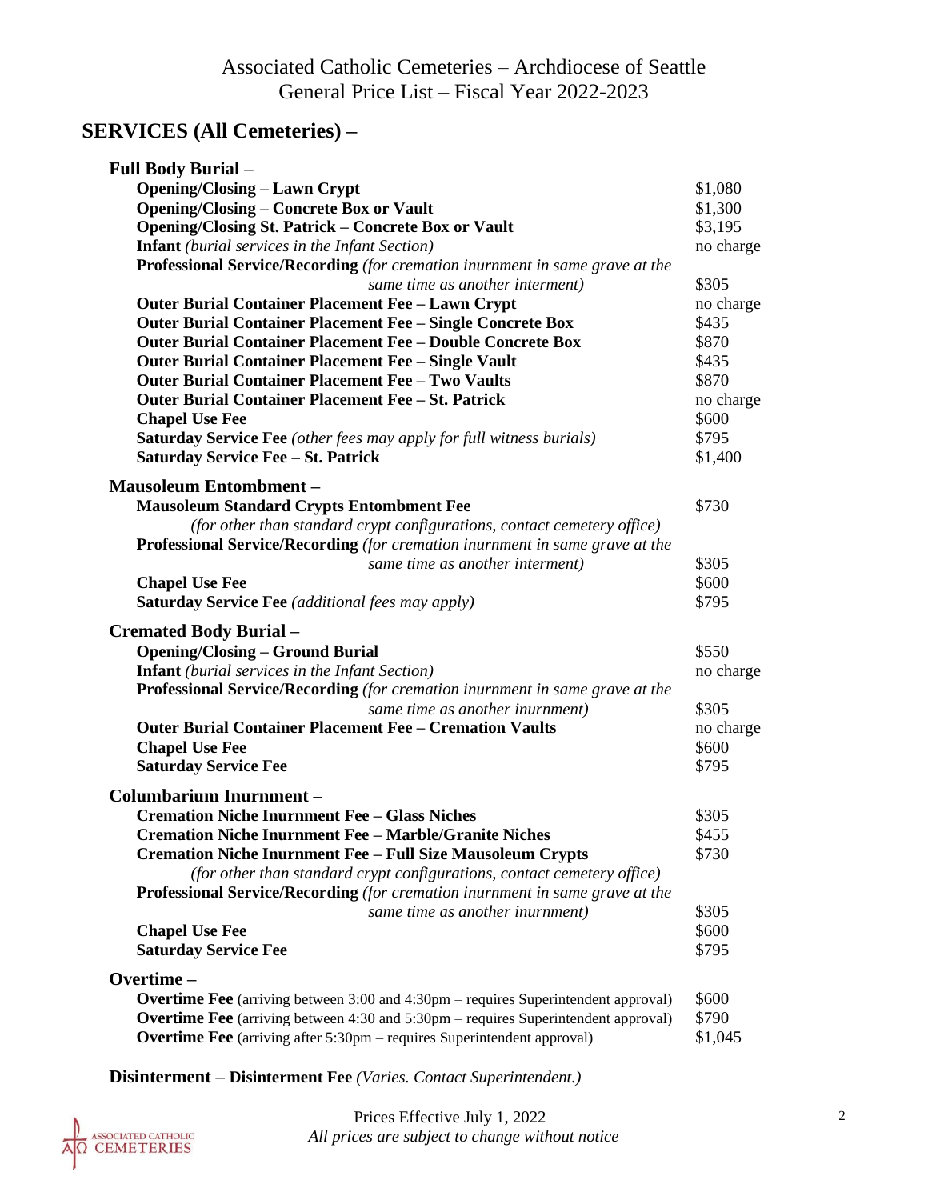Associated Catholic Cemeteries – Archdiocese of Seattle
General Price List – Fiscal Year 2022-2023

## SERVICES (All Cemeteries) –

### Full Body Burial –

| Service | Price |
|---|---|
| **Opening/Closing – Lawn Crypt** | $1,080 |
| **Opening/Closing – Concrete Box or Vault** | $1,300 |
| **Opening/Closing St. Patrick – Concrete Box or Vault** | $3,195 |
| **Infant** *(burial services in the Infant Section)* | no charge |
| **Professional Service/Recording** *(for cremation inurnment in same grave at the same time as another interment)* | $305 |
| **Outer Burial Container Placement Fee – Lawn Crypt** | no charge |
| **Outer Burial Container Placement Fee – Single Concrete Box** | $435 |
| **Outer Burial Container Placement Fee – Double Concrete Box** | $870 |
| **Outer Burial Container Placement Fee – Single Vault** | $435 |
| **Outer Burial Container Placement Fee – Two Vaults** | $870 |
| **Outer Burial Container Placement Fee – St. Patrick** | no charge |
| **Chapel Use Fee** | $600 |
| **Saturday Service Fee** *(other fees may apply for full witness burials)* | $795 |
| **Saturday Service Fee – St. Patrick** | $1,400 |

### Mausoleum Entombment –

| Service | Price |
|---|---|
| **Mausoleum Standard Crypts Entombment Fee** *(for other than standard crypt configurations, contact cemetery office)* | $730 |
| **Professional Service/Recording** *(for cremation inurnment in same grave at the same time as another interment)* | $305 |
| **Chapel Use Fee** | $600 |
| **Saturday Service Fee** *(additional fees may apply)* | $795 |

### Cremated Body Burial –

| Service | Price |
|---|---|
| **Opening/Closing – Ground Burial** | $550 |
| **Infant** *(burial services in the Infant Section)* | no charge |
| **Professional Service/Recording** *(for cremation inurnment in same grave at the same time as another inurnment)* | $305 |
| **Outer Burial Container Placement Fee – Cremation Vaults** | no charge |
| **Chapel Use Fee** | $600 |
| **Saturday Service Fee** | $795 |

### Columbarium Inurnment –

| Service | Price |
|---|---|
| **Cremation Niche Inurnment Fee – Glass Niches** | $305 |
| **Cremation Niche Inurnment Fee – Marble/Granite Niches** | $455 |
| **Cremation Niche Inurnment Fee – Full Size Mausoleum Crypts** *(for other than standard crypt configurations, contact cemetery office)* | $730 |
| **Professional Service/Recording** *(for cremation inurnment in same grave at the same time as another inurnment)* | $305 |
| **Chapel Use Fee** | $600 |
| **Saturday Service Fee** | $795 |

### Overtime –

| Service | Price |
|---|---|
| **Overtime Fee** (arriving between 3:00 and 4:30pm – requires Superintendent approval) | $600 |
| **Overtime Fee** (arriving between 4:30 and 5:30pm – requires Superintendent approval) | $790 |
| **Overtime Fee** (arriving after 5:30pm – requires Superintendent approval) | $1,045 |

**Disinterment – Disinterment Fee** *(Varies. Contact Superintendent.)*

Prices Effective July 1, 2022
*All prices are subject to change without notice*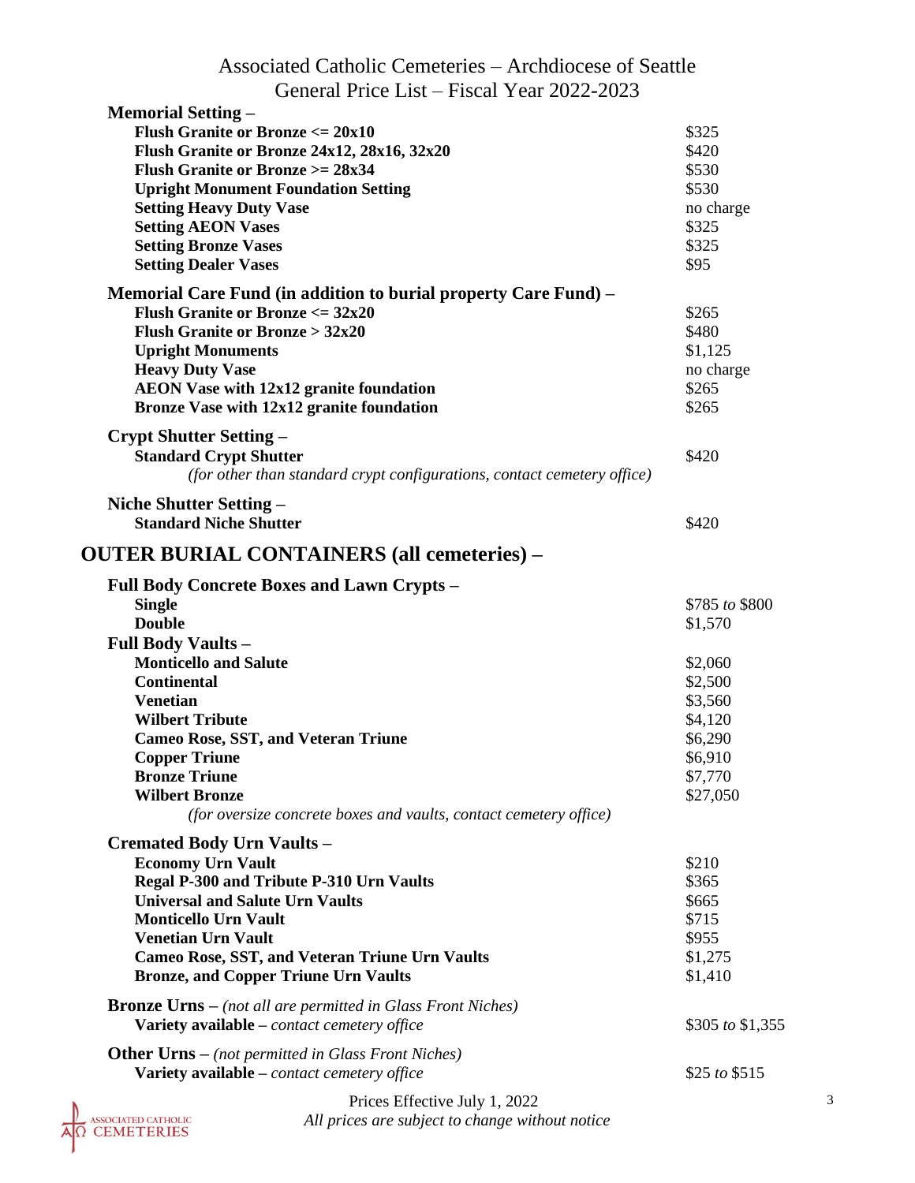Associated Catholic Cemeteries – Archdiocese of Seattle
General Price List – Fiscal Year 2022-2023

**Memorial Setting –**

| | |
|---|---|
| **Flush Granite or Bronze <= 20x10** | $325 |
| **Flush Granite or Bronze 24x12, 28x16, 32x20** | $420 |
| **Flush Granite or Bronze >= 28x34** | $530 |
| **Upright Monument Foundation Setting** | $530 |
| **Setting Heavy Duty Vase** | no charge |
| **Setting AEON Vases** | $325 |
| **Setting Bronze Vases** | $325 |
| **Setting Dealer Vases** | $95 |

**Memorial Care Fund (in addition to burial property Care Fund) –**

| | |
|---|---|
| **Flush Granite or Bronze <= 32x20** | $265 |
| **Flush Granite or Bronze > 32x20** | $480 |
| **Upright Monuments** | $1,125 |
| **Heavy Duty Vase** | no charge |
| **AEON Vase with 12x12 granite foundation** | $265 |
| **Bronze Vase with 12x12 granite foundation** | $265 |

**Crypt Shutter Setting –**

| | |
|---|---|
| **Standard Crypt Shutter** | $420 |

*(for other than standard crypt configurations, contact cemetery office)*

**Niche Shutter Setting –**

| | |
|---|---|
| **Standard Niche Shutter** | $420 |

## OUTER BURIAL CONTAINERS (all cemeteries) –

**Full Body Concrete Boxes and Lawn Crypts –**

| | |
|---|---|
| **Single** | $785 *to* $800 |
| **Double** | $1,570 |

**Full Body Vaults –**

| | |
|---|---|
| **Monticello and Salute** | $2,060 |
| **Continental** | $2,500 |
| **Venetian** | $3,560 |
| **Wilbert Tribute** | $4,120 |
| **Cameo Rose, SST, and Veteran Triune** | $6,290 |
| **Copper Triune** | $6,910 |
| **Bronze Triune** | $7,770 |
| **Wilbert Bronze** | $27,050 |

*(for oversize concrete boxes and vaults, contact cemetery office)*

**Cremated Body Urn Vaults –**

| | |
|---|---|
| **Economy Urn Vault** | $210 |
| **Regal P-300 and Tribute P-310 Urn Vaults** | $365 |
| **Universal and Salute Urn Vaults** | $665 |
| **Monticello Urn Vault** | $715 |
| **Venetian Urn Vault** | $955 |
| **Cameo Rose, SST, and Veteran Triune Urn Vaults** | $1,275 |
| **Bronze, and Copper Triune Urn Vaults** | $1,410 |

**Bronze Urns –** *(not all are permitted in Glass Front Niches)*

| | |
|---|---|
| **Variety available** – *contact cemetery office* | $305 *to* $1,355 |

**Other Urns –** *(not permitted in Glass Front Niches)*

| | |
|---|---|
| **Variety available** – *contact cemetery office* | $25 *to* $515 |

Prices Effective July 1, 2022
*All prices are subject to change without notice*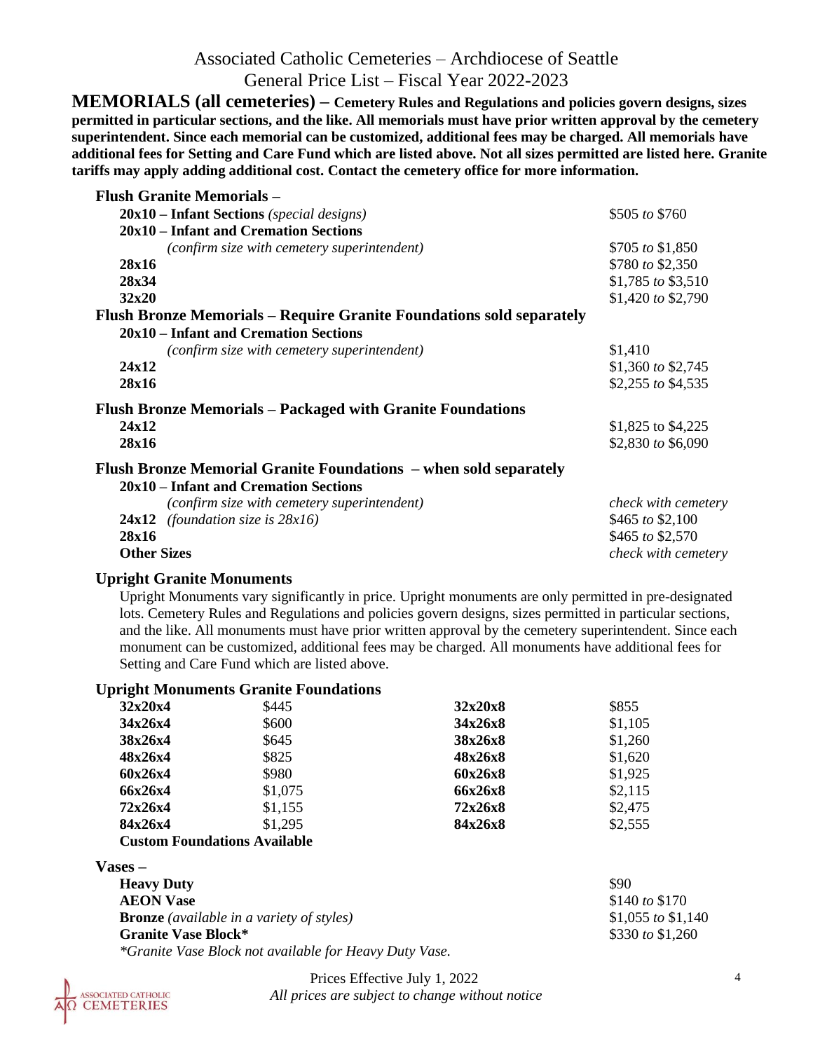# Associated Catholic Cemeteries – Archdiocese of Seattle
# General Price List – Fiscal Year 2022-2023

**MEMORIALS (all cemeteries) – Cemetery Rules and Regulations and policies govern designs, sizes permitted in particular sections, and the like. All memorials must have prior written approval by the cemetery superintendent. Since each memorial can be customized, additional fees may be charged. All memorials have additional fees for Setting and Care Fund which are listed above. Not all sizes permitted are listed here. Granite tariffs may apply adding additional cost. Contact the cemetery office for more information.**

**Flush Granite Memorials –**

| | |
|---|---|
| **20x10 – Infant Sections** *(special designs)* | $505 *to* $760 |
| **20x10 – Infant and Cremation Sections** *(confirm size with cemetery superintendent)* | $705 *to* $1,850 |
| **28x16** | $780 *to* $2,350 |
| **28x34** | $1,785 *to* $3,510 |
| **32x20** | $1,420 *to* $2,790 |

**Flush Bronze Memorials – Require Granite Foundations sold separately**

| | |
|---|---|
| **20x10 – Infant and Cremation Sections** *(confirm size with cemetery superintendent)* | $1,410 |
| **24x12** | $1,360 *to* $2,745 |
| **28x16** | $2,255 *to* $4,535 |

**Flush Bronze Memorials – Packaged with Granite Foundations**

| | |
|---|---|
| **24x12** | $1,825 to $4,225 |
| **28x16** | $2,830 *to* $6,090 |

**Flush Bronze Memorial Granite Foundations – when sold separately**

| | |
|---|---|
| **20x10 – Infant and Cremation Sections** *(confirm size with cemetery superintendent)* | *check with cemetery* |
| **24x12** *(foundation size is 28x16)* | $465 *to* $2,100 |
| **28x16** | $465 *to* $2,570 |
| **Other Sizes** | *check with cemetery* |

**Upright Granite Monuments**

Upright Monuments vary significantly in price. Upright monuments are only permitted in pre-designated lots. Cemetery Rules and Regulations and policies govern designs, sizes permitted in particular sections, and the like. All monuments must have prior written approval by the cemetery superintendent. Since each monument can be customized, additional fees may be charged. All monuments have additional fees for Setting and Care Fund which are listed above.

**Upright Monuments Granite Foundations**

| Size | Price | Size | Price |
|---|---|---|---|
| **32x20x4** | $445 | **32x20x8** | $855 |
| **34x26x4** | $600 | **34x26x8** | $1,105 |
| **38x26x4** | $645 | **38x26x8** | $1,260 |
| **48x26x4** | $825 | **48x26x8** | $1,620 |
| **60x26x4** | $980 | **60x26x8** | $1,925 |
| **66x26x4** | $1,075 | **66x26x8** | $2,115 |
| **72x26x4** | $1,155 | **72x26x8** | $2,475 |
| **84x26x4** | $1,295 | **84x26x8** | $2,555 |

**Custom Foundations Available**

**Vases –**

| | |
|---|---|
| **Heavy Duty** | $90 |
| **AEON Vase** | $140 *to* $170 |
| **Bronze** *(available in a variety of styles)* | $1,055 *to* $1,140 |
| **Granite Vase Block*** | $330 *to* $1,260 |

*\*Granite Vase Block not available for Heavy Duty Vase.*

Prices Effective July 1, 2022
*All prices are subject to change without notice*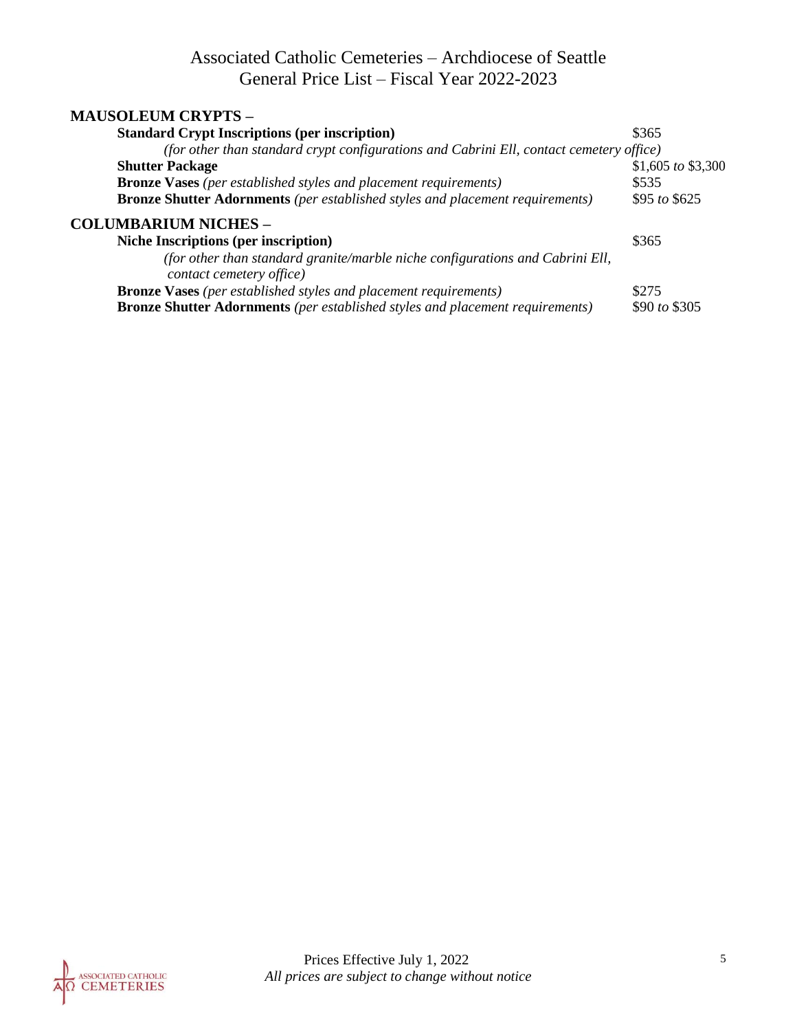# Associated Catholic Cemeteries – Archdiocese of Seattle
## General Price List – Fiscal Year 2022-2023

### MAUSOLEUM CRYPTS –

| | |
|---|---|
| **Standard Crypt Inscriptions (per inscription)** | $365 |
| *(for other than standard crypt configurations and Cabrini Ell, contact cemetery office)* | |
| **Shutter Package** | $1,605 *to* $3,300 |
| **Bronze Vases** *(per established styles and placement requirements)* | $535 |
| **Bronze Shutter Adornments** *(per established styles and placement requirements)* | $95 *to* $625 |

### COLUMBARIUM NICHES –

| | |
|---|---|
| **Niche Inscriptions (per inscription)** | $365 |
| *(for other than standard granite/marble niche configurations and Cabrini Ell, contact cemetery office)* | |
| **Bronze Vases** *(per established styles and placement requirements)* | $275 |
| **Bronze Shutter Adornments** *(per established styles and placement requirements)* | $90 *to* $305 |

Prices Effective July 1, 2022
*All prices are subject to change without notice*